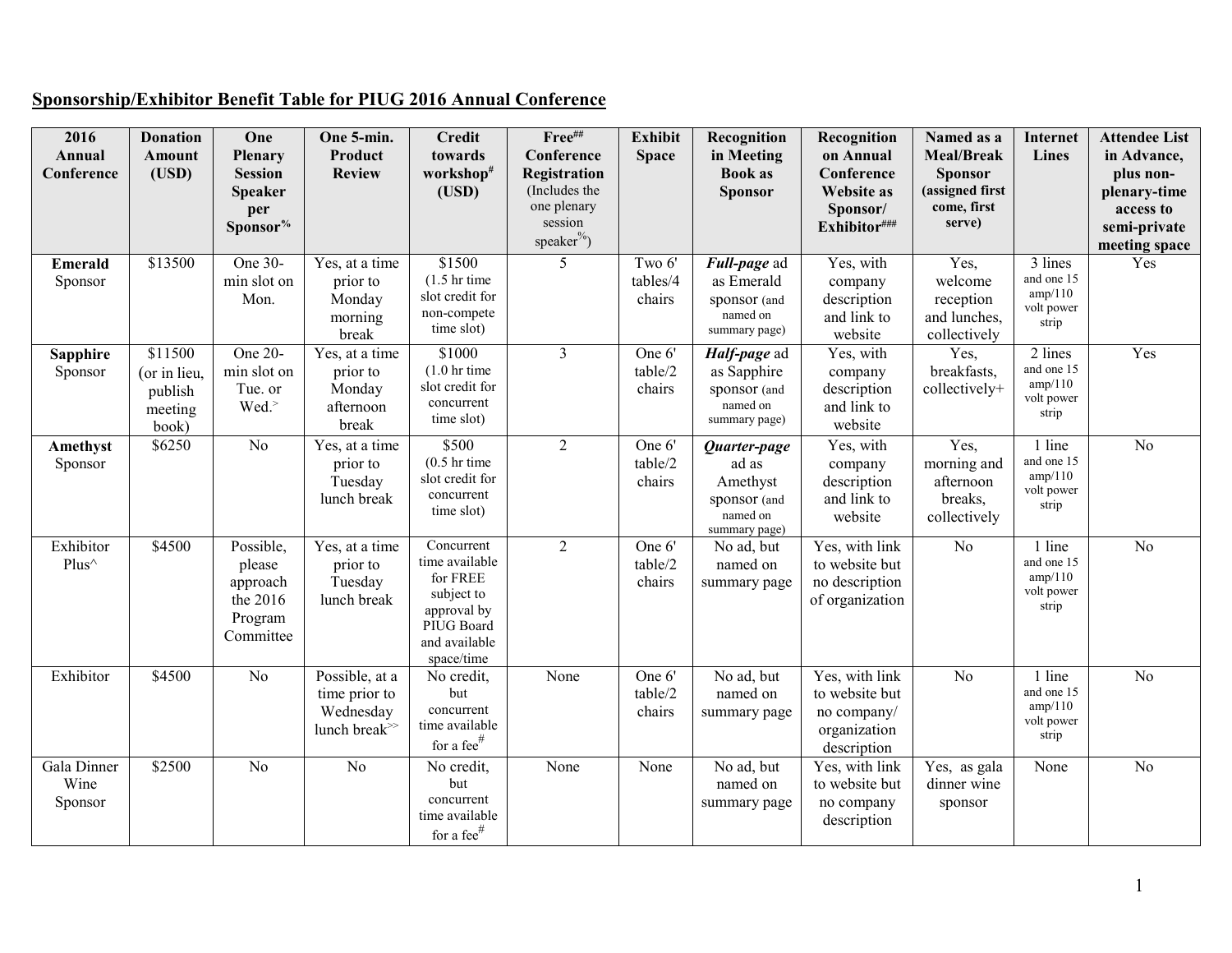**Sponsorship/Exhibitor Benefit Table for PIUG 2016 Annual Conference**

| 2016 Annual Conference | Donation Amount (USD) | One Plenary Session Speaker per Sponsor% | One 5-min. Product Review | Credit towards workshop# (USD) | Free## Conference Registration (Includes the one plenary session speaker%) | Exhibit Space | Recognition in Meeting Book as Sponsor | Recognition on Annual Conference Website as Sponsor/ Exhibitor### | Named as a Meal/Break Sponsor (assigned first come, first serve) | Internet Lines | Attendee List in Advance, plus non-plenary-time access to semi-private meeting space |
|---|---|---|---|---|---|---|---|---|---|---|---|
| **Emerald** Sponsor | $13500 | One 30-min slot on Mon. | Yes, at a time prior to Monday morning break | $1500 (1.5 hr time slot credit for non-compete time slot) | 5 | Two 6' tables/4 chairs | ***Full-page*** ad as Emerald sponsor (and named on summary page) | Yes, with company description and link to website | Yes, welcome reception and lunches, collectively | 3 lines and one 15 amp/110 volt power strip | Yes |
| **Sapphire** Sponsor | $11500 (or in lieu, publish meeting book) | One 20-min slot on Tue. or Wed.> | Yes, at a time prior to Monday afternoon break | $1000 (1.0 hr time slot credit for concurrent time slot) | 3 | One 6' table/2 chairs | ***Half-page*** ad as Sapphire sponsor (and named on summary page) | Yes, with company description and link to website | Yes, breakfasts, collectively+ | 2 lines and one 15 amp/110 volt power strip | Yes |
| **Amethyst** Sponsor | $6250 | No | Yes, at a time prior to Tuesday lunch break | $500 (0.5 hr time slot credit for concurrent time slot) | 2 | One 6' table/2 chairs | ***Quarter-page*** ad as Amethyst sponsor (and named on summary page) | Yes, with company description and link to website | Yes, morning and afternoon breaks, collectively | 1 line and one 15 amp/110 volt power strip | No |
| Exhibitor Plus^ | $4500 | Possible, please approach the 2016 Program Committee | Yes, at a time prior to Tuesday lunch break | Concurrent time available for FREE subject to approval by PIUG Board and available space/time | 2 | One 6' table/2 chairs | No ad, but named on summary page | Yes, with link to website but no description of organization | No | 1 line and one 15 amp/110 volt power strip | No |
| Exhibitor | $4500 | No | Possible, at a time prior to Wednesday lunch break>> | No credit, but concurrent time available for a fee# | None | One 6' table/2 chairs | No ad, but named on summary page | Yes, with link to website but no company/ organization description | No | 1 line and one 15 amp/110 volt power strip | No |
| Gala Dinner Wine Sponsor | $2500 | No | No | No credit, but concurrent time available for a fee# | None | None | No ad, but named on summary page | Yes, with link to website but no company description | Yes, as gala dinner wine sponsor | None | No |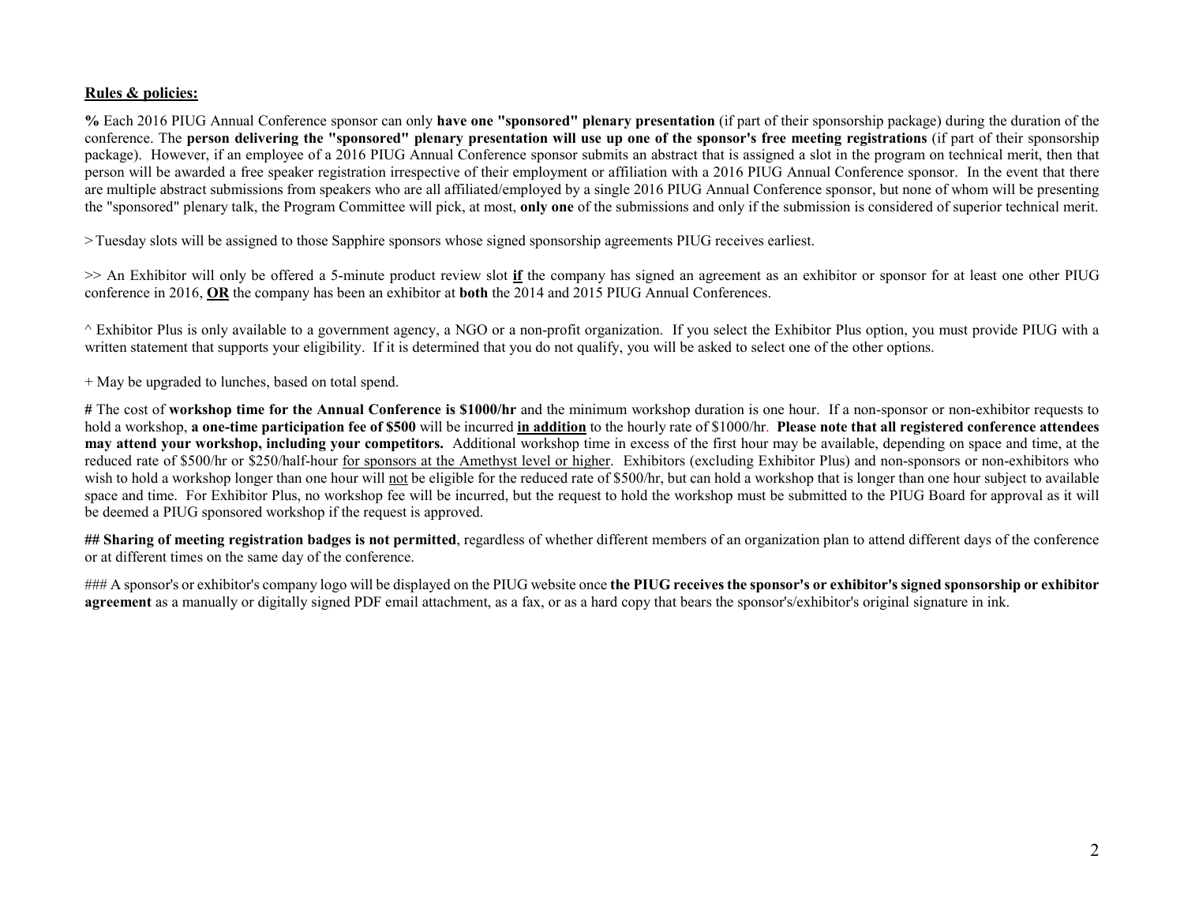**Rules & policies:**

**%** Each 2016 PIUG Annual Conference sponsor can only **have one "sponsored" plenary presentation** (if part of their sponsorship package) during the duration of the conference. The **person delivering the "sponsored" plenary presentation will use up one of the sponsor's free meeting registrations** (if part of their sponsorship package). However, if an employee of a 2016 PIUG Annual Conference sponsor submits an abstract that is assigned a slot in the program on technical merit, then that person will be awarded a free speaker registration irrespective of their employment or affiliation with a 2016 PIUG Annual Conference sponsor. In the event that there are multiple abstract submissions from speakers who are all affiliated/employed by a single 2016 PIUG Annual Conference sponsor, but none of whom will be presenting the "sponsored" plenary talk, the Program Committee will pick, at most, **only one** of the submissions and only if the submission is considered of superior technical merit.

> Tuesday slots will be assigned to those Sapphire sponsors whose signed sponsorship agreements PIUG receives earliest.

>> An Exhibitor will only be offered a 5-minute product review slot **if** the company has signed an agreement as an exhibitor or sponsor for at least one other PIUG conference in 2016, **OR** the company has been an exhibitor at **both** the 2014 and 2015 PIUG Annual Conferences.

^ Exhibitor Plus is only available to a government agency, a NGO or a non-profit organization. If you select the Exhibitor Plus option, you must provide PIUG with a written statement that supports your eligibility. If it is determined that you do not qualify, you will be asked to select one of the other options.

+ May be upgraded to lunches, based on total spend.

**#** The cost of **workshop time for the Annual Conference is $1000/hr** and the minimum workshop duration is one hour. If a non-sponsor or non-exhibitor requests to hold a workshop, **a one-time participation fee of $500** will be incurred **in addition** to the hourly rate of $1000/hr. **Please note that all registered conference attendees may attend your workshop, including your competitors.** Additional workshop time in excess of the first hour may be available, depending on space and time, at the reduced rate of $500/hr or $250/half-hour for sponsors at the Amethyst level or higher. Exhibitors (excluding Exhibitor Plus) and non-sponsors or non-exhibitors who wish to hold a workshop longer than one hour will not be eligible for the reduced rate of $500/hr, but can hold a workshop that is longer than one hour subject to available space and time. For Exhibitor Plus, no workshop fee will be incurred, but the request to hold the workshop must be submitted to the PIUG Board for approval as it will be deemed a PIUG sponsored workshop if the request is approved.

**## Sharing of meeting registration badges is not permitted**, regardless of whether different members of an organization plan to attend different days of the conference or at different times on the same day of the conference.

### A sponsor's or exhibitor's company logo will be displayed on the PIUG website once **the PIUG receives the sponsor's or exhibitor's signed sponsorship or exhibitor agreement** as a manually or digitally signed PDF email attachment, as a fax, or as a hard copy that bears the sponsor's/exhibitor's original signature in ink.